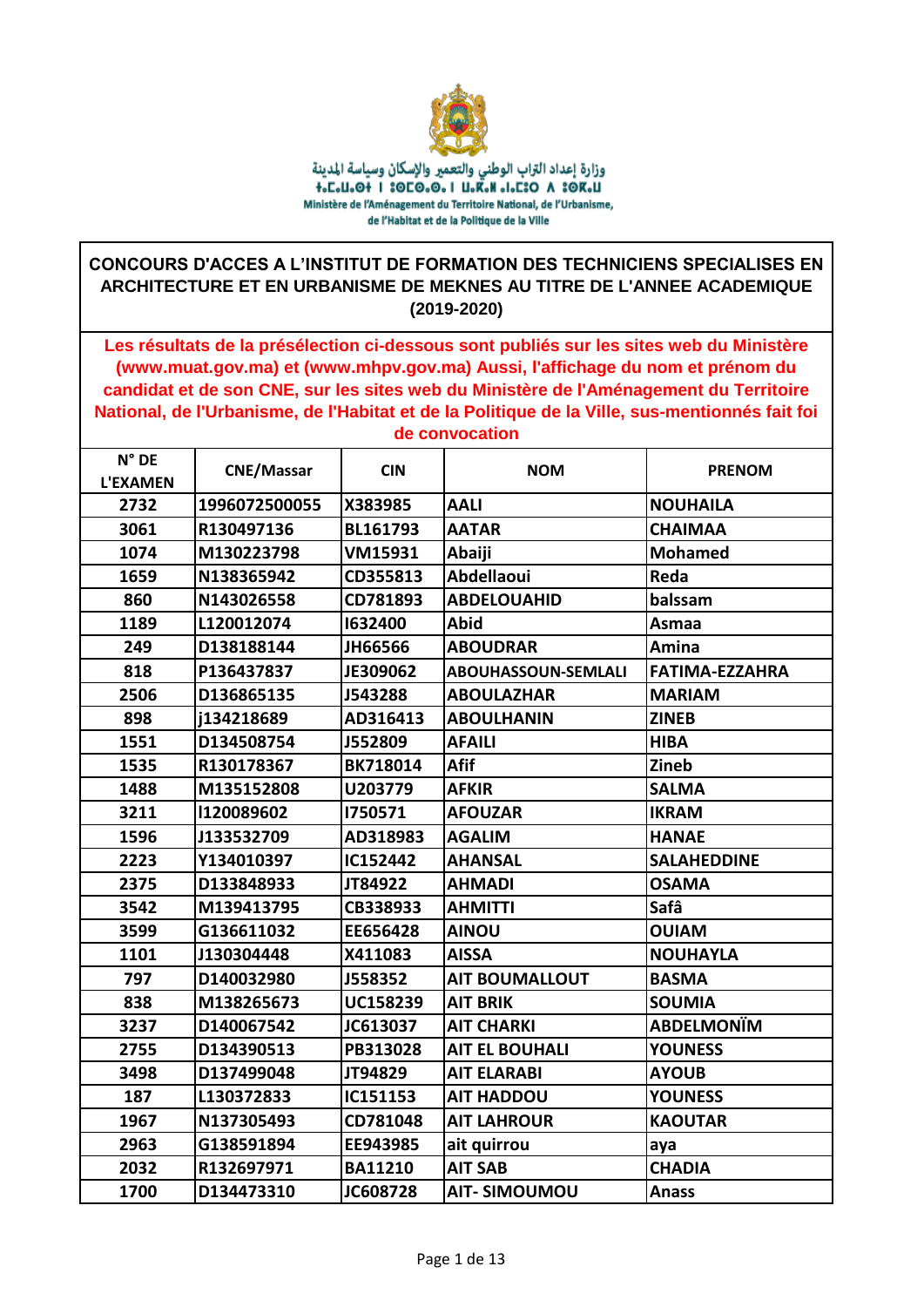وزارة إعداد التراب الوطني والتعمير والإسكان وسياسة المدينة

ⵜⴰⵎⴰⵡⴰⵙⵜ ⵏ ⵓⵙⵡⵓⴷⴷⵓ ⵏ ⵓⴽⴰⵍ ⴰⵏⴰⵎⵓⵔ ⴷ ⵓⵙⵓⵇⵇⵉ

Ministère de l'Aménagement du Territoire National, de l'Urbanisme, de l'Habitat et de la Politique de la Ville

**CONCOURS D'ACCES A L'INSTITUT DE FORMATION DES TECHNICIENS SPECIALISES EN ARCHITECTURE ET EN URBANISME DE MEKNES AU TITRE DE L'ANNEE ACADEMIQUE (2019-2020)**

**Les résultats de la présélection ci-dessous sont publiés sur les sites web du Ministère (www.muat.gov.ma) et (www.mhpv.gov.ma) Aussi, l'affichage du nom et prénom du candidat et de son CNE, sur les sites web du Ministère de l'Aménagement du Territoire National, de l'Urbanisme, de l'Habitat et de la Politique de la Ville, sus-mentionnés fait foi de convocation**

| N° DE L'EXAMEN | CNE/Massar | CIN | NOM | PRENOM |
|---|---|---|---|---|
| 2732 | 1996072500055 | X383985 | AALI | NOUHAILA |
| 3061 | R130497136 | BL161793 | AATAR | CHAIMAA |
| 1074 | M130223798 | VM15931 | Abaiji | Mohamed |
| 1659 | N138365942 | CD355813 | Abdellaoui | Reda |
| 860 | N143026558 | CD781893 | ABDELOUAHID | balssam |
| 1189 | L120012074 | I632400 | Abid | Asmaa |
| 249 | D138188144 | JH66566 | ABOUDRAR | Amina |
| 818 | P136437837 | JE309062 | ABOUHASSOUN-SEMLALI | FATIMA-EZZAHRA |
| 2506 | D136865135 | J543288 | ABOULAZHAR | MARIAM |
| 898 | j134218689 | AD316413 | ABOULHANIN | ZINEB |
| 1551 | D134508754 | J552809 | AFAILI | HIBA |
| 1535 | R130178367 | BK718014 | Afif | Zineb |
| 1488 | M135152808 | U203779 | AFKIR | SALMA |
| 3211 | I120089602 | I750571 | AFOUZAR | IKRAM |
| 1596 | J133532709 | AD318983 | AGALIM | HANAE |
| 2223 | Y134010397 | IC152442 | AHANSAL | SALAHEDDINE |
| 2375 | D133848933 | JT84922 | AHMADI | OSAMA |
| 3542 | M139413795 | CB338933 | AHMITTI | Safâ |
| 3599 | G136611032 | EE656428 | AINOU | OUIAM |
| 1101 | J130304448 | X411083 | AISSA | NOUHAYLA |
| 797 | D140032980 | J558352 | AIT BOUMALLOUT | BASMA |
| 838 | M138265673 | UC158239 | AIT BRIK | SOUMIA |
| 3237 | D140067542 | JC613037 | AIT CHARKI | ABDELMONÏM |
| 2755 | D134390513 | PB313028 | AIT EL BOUHALI | YOUNESS |
| 3498 | D137499048 | JT94829 | AIT ELARABI | AYOUB |
| 187 | L130372833 | IC151153 | AIT HADDOU | YOUNESS |
| 1967 | N137305493 | CD781048 | AIT LAHROUR | KAOUTAR |
| 2963 | G138591894 | EE943985 | ait quirrou | aya |
| 2032 | R132697971 | BA11210 | AIT SAB | CHADIA |
| 1700 | D134473310 | JC608728 | AIT- SIMOUMOU | Anass |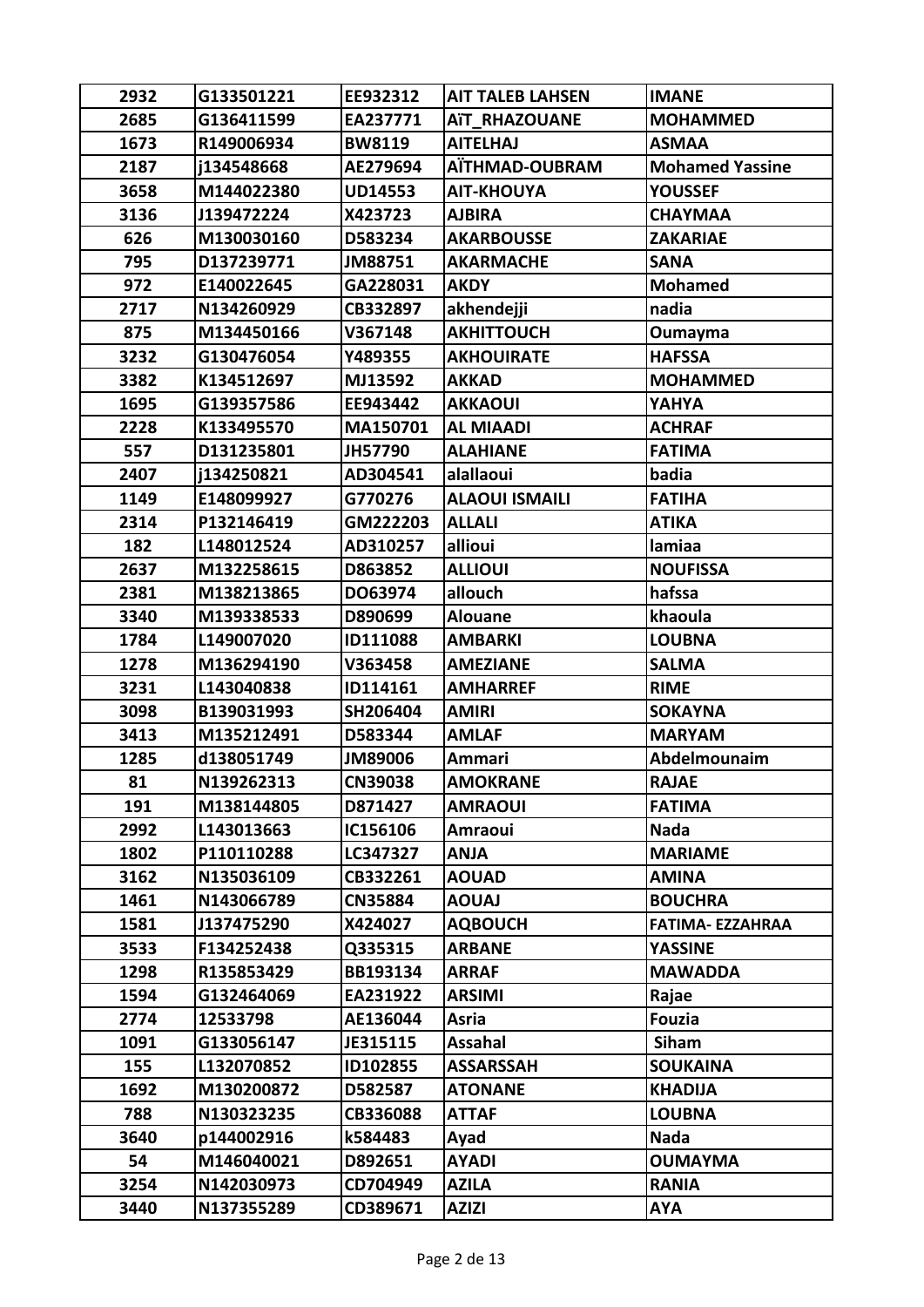| 2932 | G133501221 | EE932312 | AIT TALEB LAHSEN | IMANE |
|---|---|---|---|---|
| 2685 | G136411599 | EA237771 | AïT_RHAZOUANE | MOHAMMED |
| 1673 | R149006934 | BW8119 | AITELHAJ | ASMAA |
| 2187 | j134548668 | AE279694 | AÏTHMAD-OUBRAM | Mohamed Yassine |
| 3658 | M144022380 | UD14553 | AIT-KHOUYA | YOUSSEF |
| 3136 | J139472224 | X423723 | AJBIRA | CHAYMAA |
| 626 | M130030160 | D583234 | AKARBOUSSE | ZAKARIAE |
| 795 | D137239771 | JM88751 | AKARMACHE | SANA |
| 972 | E140022645 | GA228031 | AKDY | Mohamed |
| 2717 | N134260929 | CB332897 | akhendejji | nadia |
| 875 | M134450166 | V367148 | AKHITTOUCH | Oumayma |
| 3232 | G130476054 | Y489355 | AKHOUIRATE | HAFSSA |
| 3382 | K134512697 | MJ13592 | AKKAD | MOHAMMED |
| 1695 | G139357586 | EE943442 | AKKAOUI | YAHYA |
| 2228 | K133495570 | MA150701 | AL MIAADI | ACHRAF |
| 557 | D131235801 | JH57790 | ALAHIANE | FATIMA |
| 2407 | j134250821 | AD304541 | alallaoui | badia |
| 1149 | E148099927 | G770276 | ALAOUI ISMAILI | FATIHA |
| 2314 | P132146419 | GM222203 | ALLALI | ATIKA |
| 182 | L148012524 | AD310257 | allioui | lamiaa |
| 2637 | M132258615 | D863852 | ALLIOUI | NOUFISSA |
| 2381 | M138213865 | DO63974 | allouch | hafssa |
| 3340 | M139338533 | D890699 | Alouane | khaoula |
| 1784 | L149007020 | ID111088 | AMBARKI | LOUBNA |
| 1278 | M136294190 | V363458 | AMEZIANE | SALMA |
| 3231 | L143040838 | ID114161 | AMHARREF | RIME |
| 3098 | B139031993 | SH206404 | AMIRI | SOKAYNA |
| 3413 | M135212491 | D583344 | AMLAF | MARYAM |
| 1285 | d138051749 | JM89006 | Ammari | Abdelmounaim |
| 81 | N139262313 | CN39038 | AMOKRANE | RAJAE |
| 191 | M138144805 | D871427 | AMRAOUI | FATIMA |
| 2992 | L143013663 | IC156106 | Amraoui | Nada |
| 1802 | P110110288 | LC347327 | ANJA | MARIAME |
| 3162 | N135036109 | CB332261 | AOUAD | AMINA |
| 1461 | N143066789 | CN35884 | AOUAJ | BOUCHRA |
| 1581 | J137475290 | X424027 | AQBOUCH | FATIMA- EZZAHRAA |
| 3533 | F134252438 | Q335315 | ARBANE | YASSINE |
| 1298 | R135853429 | BB193134 | ARRAF | MAWADDA |
| 1594 | G132464069 | EA231922 | ARSIMI | Rajae |
| 2774 | 12533798 | AE136044 | Asria | Fouzia |
| 1091 | G133056147 | JE315115 | Assahal | Siham |
| 155 | L132070852 | ID102855 | ASSARSSAH | SOUKAINA |
| 1692 | M130200872 | D582587 | ATONANE | KHADIJA |
| 788 | N130323235 | CB336088 | ATTAF | LOUBNA |
| 3640 | p144002916 | k584483 | Ayad | Nada |
| 54 | M146040021 | D892651 | AYADI | OUMAYMA |
| 3254 | N142030973 | CD704949 | AZILA | RANIA |
| 3440 | N137355289 | CD389671 | AZIZI | AYA |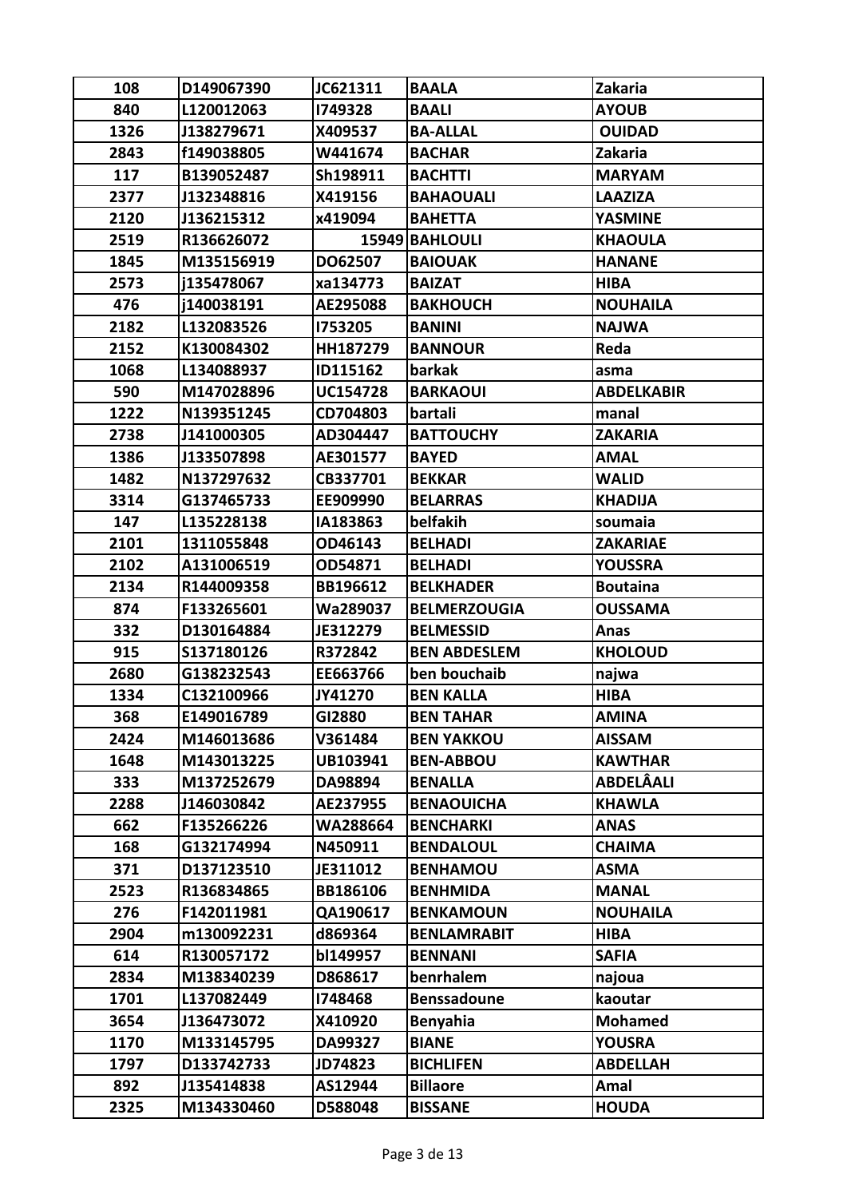| | | | | |
|---|---|---|---|---|
| 108 | D149067390 | JC621311 | BAALA | Zakaria |
| 840 | L120012063 | I749328 | BAALI | AYOUB |
| 1326 | J138279671 | X409537 | BA-ALLAL | OUIDAD |
| 2843 | f149038805 | W441674 | BACHAR | Zakaria |
| 117 | B139052487 | Sh198911 | BACHTTI | MARYAM |
| 2377 | J132348816 | X419156 | BAHAOUALI | LAAZIZA |
| 2120 | J136215312 | x419094 | BAHETTA | YASMINE |
| 2519 | R136626072 | 15949 | BAHLOULI | KHAOULA |
| 1845 | M135156919 | DO62507 | BAIOUAK | HANANE |
| 2573 | j135478067 | xa134773 | BAIZAT | HIBA |
| 476 | j140038191 | AE295088 | BAKHOUCH | NOUHAILA |
| 2182 | L132083526 | I753205 | BANINI | NAJWA |
| 2152 | K130084302 | HH187279 | BANNOUR | Reda |
| 1068 | L134088937 | ID115162 | barkak | asma |
| 590 | M147028896 | UC154728 | BARKAOUI | ABDELKABIR |
| 1222 | N139351245 | CD704803 | bartali | manal |
| 2738 | J141000305 | AD304447 | BATTOUCHY | ZAKARIA |
| 1386 | J133507898 | AE301577 | BAYED | AMAL |
| 1482 | N137297632 | CB337701 | BEKKAR | WALID |
| 3314 | G137465733 | EE909990 | BELARRAS | KHADIJA |
| 147 | L135228138 | IA183863 | belfakih | soumaia |
| 2101 | 1311055848 | OD46143 | BELHADI | ZAKARIAE |
| 2102 | A131006519 | OD54871 | BELHADI | YOUSSRA |
| 2134 | R144009358 | BB196612 | BELKHADER | Boutaina |
| 874 | F133265601 | Wa289037 | BELMERZOUGIA | OUSSAMA |
| 332 | D130164884 | JE312279 | BELMESSID | Anas |
| 915 | S137180126 | R372842 | BEN ABDESLEM | KHOLOUD |
| 2680 | G138232543 | EE663766 | ben bouchaib | najwa |
| 1334 | C132100966 | JY41270 | BEN KALLA | HIBA |
| 368 | E149016789 | GI2880 | BEN TAHAR | AMINA |
| 2424 | M146013686 | V361484 | BEN YAKKOU | AISSAM |
| 1648 | M143013225 | UB103941 | BEN-ABBOU | KAWTHAR |
| 333 | M137252679 | DA98894 | BENALLA | ABDELÂALI |
| 2288 | J146030842 | AE237955 | BENAOUICHA | KHAWLA |
| 662 | F135266226 | WA288664 | BENCHARKI | ANAS |
| 168 | G132174994 | N450911 | BENDALOUL | CHAIMA |
| 371 | D137123510 | JE311012 | BENHAMOU | ASMA |
| 2523 | R136834865 | BB186106 | BENHMIDA | MANAL |
| 276 | F142011981 | QA190617 | BENKAMOUN | NOUHAILA |
| 2904 | m130092231 | d869364 | BENLAMRABIT | HIBA |
| 614 | R130057172 | bl149957 | BENNANI | SAFIA |
| 2834 | M138340239 | D868617 | benrhalem | najoua |
| 1701 | L137082449 | I748468 | Benssadoune | kaoutar |
| 3654 | J136473072 | X410920 | Benyahia | Mohamed |
| 1170 | M133145795 | DA99327 | BIANE | YOUSRA |
| 1797 | D133742733 | JD74823 | BICHLIFEN | ABDELLAH |
| 892 | J135414838 | AS12944 | Billaore | Amal |
| 2325 | M134330460 | D588048 | BISSANE | HOUDA |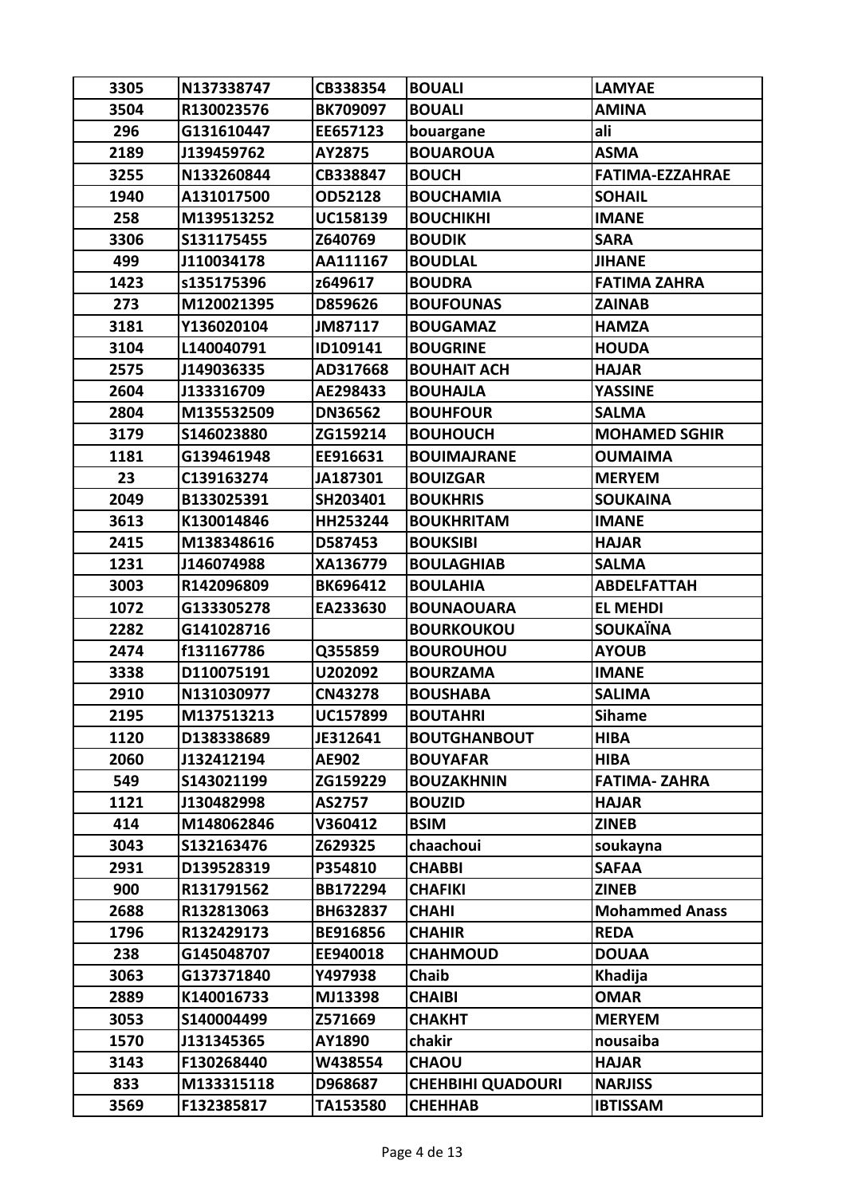| | | | | |
|---|---|---|---|---|
| 3305 | N137338747 | CB338354 | BOUALI | LAMYAE |
| 3504 | R130023576 | BK709097 | BOUALI | AMINA |
| 296 | G131610447 | EE657123 | bouargane | ali |
| 2189 | J139459762 | AY2875 | BOUAROUA | ASMA |
| 3255 | N133260844 | CB338847 | BOUCH | FATIMA-EZZAHRAE |
| 1940 | A131017500 | OD52128 | BOUCHAMIA | SOHAIL |
| 258 | M139513252 | UC158139 | BOUCHIKHI | IMANE |
| 3306 | S131175455 | Z640769 | BOUDIK | SARA |
| 499 | J110034178 | AA111167 | BOUDLAL | JIHANE |
| 1423 | s135175396 | z649617 | BOUDRA | FATIMA ZAHRA |
| 273 | M120021395 | D859626 | BOUFOUNAS | ZAINAB |
| 3181 | Y136020104 | JM87117 | BOUGAMAZ | HAMZA |
| 3104 | L140040791 | ID109141 | BOUGRINE | HOUDA |
| 2575 | J149036335 | AD317668 | BOUHAIT ACH | HAJAR |
| 2604 | J133316709 | AE298433 | BOUHAJLA | YASSINE |
| 2804 | M135532509 | DN36562 | BOUHFOUR | SALMA |
| 3179 | S146023880 | ZG159214 | BOUHOUCH | MOHAMED SGHIR |
| 1181 | G139461948 | EE916631 | BOUIMAJRANE | OUMAIMA |
| 23 | C139163274 | JA187301 | BOUIZGAR | MERYEM |
| 2049 | B133025391 | SH203401 | BOUKHRIS | SOUKAINA |
| 3613 | K130014846 | HH253244 | BOUKHRITAM | IMANE |
| 2415 | M138348616 | D587453 | BOUKSIBI | HAJAR |
| 1231 | J146074988 | XA136779 | BOULAGHIAB | SALMA |
| 3003 | R142096809 | BK696412 | BOULAHIA | ABDELFATTAH |
| 1072 | G133305278 | EA233630 | BOUNAOUARA | EL MEHDI |
| 2282 | G141028716 | | BOURKOUKOU | SOUKAÏNA |
| 2474 | f131167786 | Q355859 | BOUROUHOU | AYOUB |
| 3338 | D110075191 | U202092 | BOURZAMA | IMANE |
| 2910 | N131030977 | CN43278 | BOUSHABA | SALIMA |
| 2195 | M137513213 | UC157899 | BOUTAHRI | Sihame |
| 1120 | D138338689 | JE312641 | BOUTGHANBOUT | HIBA |
| 2060 | J132412194 | AE902 | BOUYAFAR | HIBA |
| 549 | S143021199 | ZG159229 | BOUZAKHNIN | FATIMA- ZAHRA |
| 1121 | J130482998 | AS2757 | BOUZID | HAJAR |
| 414 | M148062846 | V360412 | BSIM | ZINEB |
| 3043 | S132163476 | Z629325 | chaachoui | soukayna |
| 2931 | D139528319 | P354810 | CHABBI | SAFAA |
| 900 | R131791562 | BB172294 | CHAFIKI | ZINEB |
| 2688 | R132813063 | BH632837 | CHAHI | Mohammed Anass |
| 1796 | R132429173 | BE916856 | CHAHIR | REDA |
| 238 | G145048707 | EE940018 | CHAHMOUD | DOUAA |
| 3063 | G137371840 | Y497938 | Chaib | Khadija |
| 2889 | K140016733 | MJ13398 | CHAIBI | OMAR |
| 3053 | S140004499 | Z571669 | CHAKHT | MERYEM |
| 1570 | J131345365 | AY1890 | chakir | nousaiba |
| 3143 | F130268440 | W438554 | CHAOU | HAJAR |
| 833 | M133315118 | D968687 | CHEHBIHI QUADOURI | NARJISS |
| 3569 | F132385817 | TA153580 | CHEHHAB | IBTISSAM |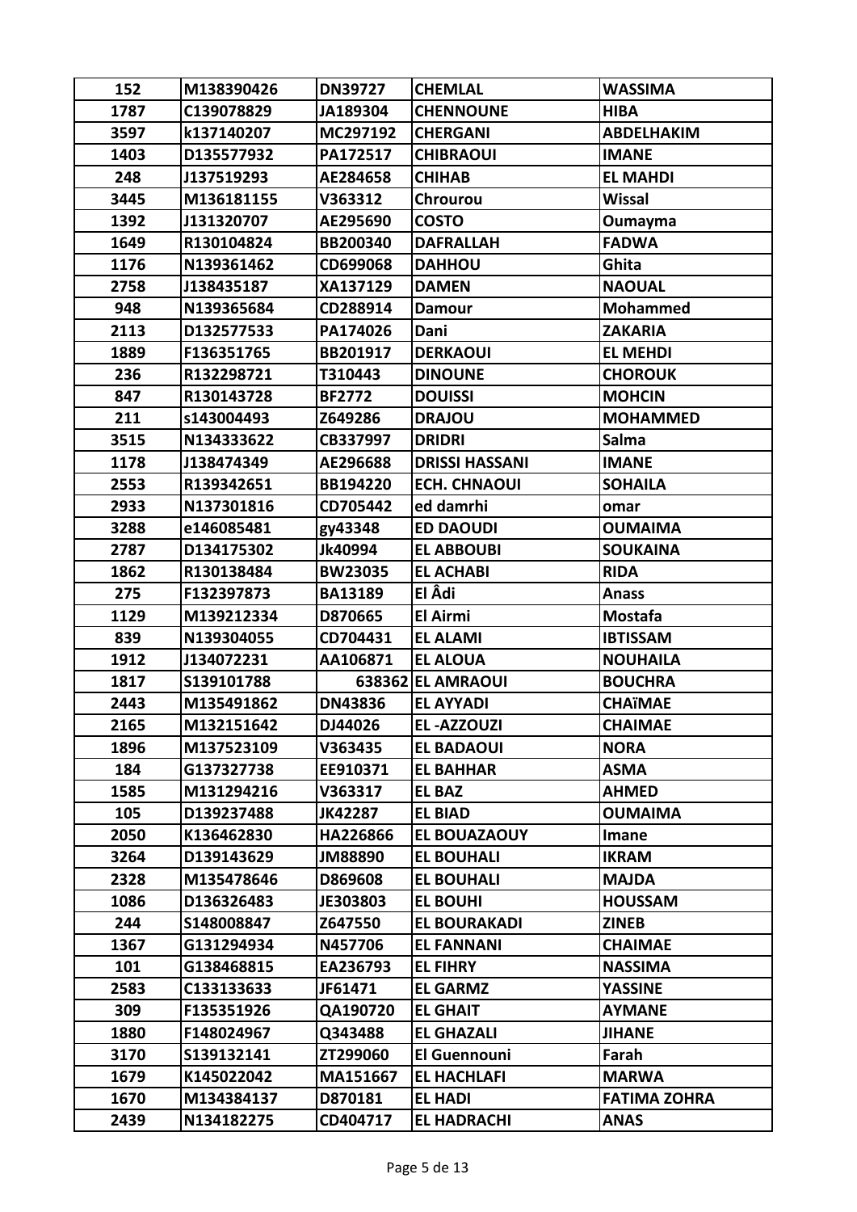| | | | | |
|---|---|---|---|---|
| 152 | M138390426 | DN39727 | CHEMLAL | WASSIMA |
| 1787 | C139078829 | JA189304 | CHENNOUNE | HIBA |
| 3597 | k137140207 | MC297192 | CHERGANI | ABDELHAKIM |
| 1403 | D135577932 | PA172517 | CHIBRAOUI | IMANE |
| 248 | J137519293 | AE284658 | CHIHAB | EL MAHDI |
| 3445 | M136181155 | V363312 | Chrourou | Wissal |
| 1392 | J131320707 | AE295690 | COSTO | Oumayma |
| 1649 | R130104824 | BB200340 | DAFRALLAH | FADWA |
| 1176 | N139361462 | CD699068 | DAHHOU | Ghita |
| 2758 | J138435187 | XA137129 | DAMEN | NAOUAL |
| 948 | N139365684 | CD288914 | Damour | Mohammed |
| 2113 | D132577533 | PA174026 | Dani | ZAKARIA |
| 1889 | F136351765 | BB201917 | DERKAOUI | EL MEHDI |
| 236 | R132298721 | T310443 | DINOUNE | CHOROUK |
| 847 | R130143728 | BF2772 | DOUISSI | MOHCIN |
| 211 | s143004493 | Z649286 | DRAJOU | MOHAMMED |
| 3515 | N134333622 | CB337997 | DRIDRI | Salma |
| 1178 | J138474349 | AE296688 | DRISSI HASSANI | IMANE |
| 2553 | R139342651 | BB194220 | ECH. CHNAOUI | SOHAILA |
| 2933 | N137301816 | CD705442 | ed damrhi | omar |
| 3288 | e146085481 | gy43348 | ED DAOUDI | OUMAIMA |
| 2787 | D134175302 | Jk40994 | EL ABBOUBI | SOUKAINA |
| 1862 | R130138484 | BW23035 | EL ACHABI | RIDA |
| 275 | F132397873 | BA13189 | El Âdi | Anass |
| 1129 | M139212334 | D870665 | El Airmi | Mostafa |
| 839 | N139304055 | CD704431 | EL ALAMI | IBTISSAM |
| 1912 | J134072231 | AA106871 | EL ALOUA | NOUHAILA |
| 1817 | S139101788 | 638362 | EL AMRAOUI | BOUCHRA |
| 2443 | M135491862 | DN43836 | EL AYYADI | CHAïMAE |
| 2165 | M132151642 | DJ44026 | EL -AZZOUZI | CHAIMAE |
| 1896 | M137523109 | V363435 | EL BADAOUI | NORA |
| 184 | G137327738 | EE910371 | EL BAHHAR | ASMA |
| 1585 | M131294216 | V363317 | EL BAZ | AHMED |
| 105 | D139237488 | JK42287 | EL BIAD | OUMAIMA |
| 2050 | K136462830 | HA226866 | EL BOUAZAOUY | Imane |
| 3264 | D139143629 | JM88890 | EL BOUHALI | IKRAM |
| 2328 | M135478646 | D869608 | EL BOUHALI | MAJDA |
| 1086 | D136326483 | JE303803 | EL BOUHI | HOUSSAM |
| 244 | S148008847 | Z647550 | EL BOURAKADI | ZINEB |
| 1367 | G131294934 | N457706 | EL FANNANI | CHAIMAE |
| 101 | G138468815 | EA236793 | EL FIHRY | NASSIMA |
| 2583 | C133133633 | JF61471 | EL GARMZ | YASSINE |
| 309 | F135351926 | QA190720 | EL GHAIT | AYMANE |
| 1880 | F148024967 | Q343488 | EL GHAZALI | JIHANE |
| 3170 | S139132141 | ZT299060 | El Guennouni | Farah |
| 1679 | K145022042 | MA151667 | EL HACHLAFI | MARWA |
| 1670 | M134384137 | D870181 | EL HADI | FATIMA ZOHRA |
| 2439 | N134182275 | CD404717 | EL HADRACHI | ANAS |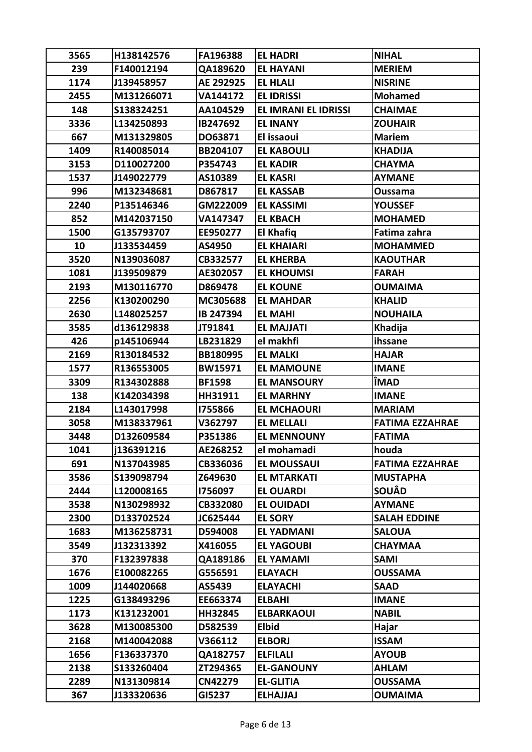| | | | | |
|---|---|---|---|---|
| 3565 | H138142576 | FA196388 | EL HADRI | NIHAL |
| 239 | F140012194 | QA189620 | EL HAYANI | MERIEM |
| 1174 | J139458957 | AE 292925 | EL HLALI | NISRINE |
| 2455 | M131266071 | VA144172 | EL IDRISSI | Mohamed |
| 148 | S138324251 | AA104529 | EL IMRANI EL IDRISSI | CHAIMAE |
| 3336 | L134250893 | IB247692 | EL INANY | ZOUHAIR |
| 667 | M131329805 | DO63871 | El issaoui | Mariem |
| 1409 | R140085014 | BB204107 | EL KABOULI | KHADIJA |
| 3153 | D110027200 | P354743 | EL KADIR | CHAYMA |
| 1537 | J149022779 | AS10389 | EL KASRI | AYMANE |
| 996 | M132348681 | D867817 | EL KASSAB | Oussama |
| 2240 | P135146346 | GM222009 | EL KASSIMI | YOUSSEF |
| 852 | M142037150 | VA147347 | EL KBACH | MOHAMED |
| 1500 | G135793707 | EE950277 | El Khafiq | Fatima zahra |
| 10 | J133534459 | AS4950 | EL KHAIARI | MOHAMMED |
| 3520 | N139036087 | CB332577 | EL KHERBA | KAOUTHAR |
| 1081 | J139509879 | AE302057 | EL KHOUMSI | FARAH |
| 2193 | M130116770 | D869478 | EL KOUNE | OUMAIMA |
| 2256 | K130200290 | MC305688 | EL MAHDAR | KHALID |
| 2630 | L148025257 | IB 247394 | EL MAHI | NOUHAILA |
| 3585 | d136129838 | JT91841 | EL MAJJATI | Khadija |
| 426 | p145106944 | LB231829 | el makhfi | ihssane |
| 2169 | R130184532 | BB180995 | EL MALKI | HAJAR |
| 1577 | R136553005 | BW15971 | EL MAMOUNE | IMANE |
| 3309 | R134302888 | BF1598 | EL MANSOURY | ÎMAD |
| 138 | K142034398 | HH31911 | EL MARHNY | IMANE |
| 2184 | L143017998 | I755866 | EL MCHAOURI | MARIAM |
| 3058 | M138337961 | V362797 | EL MELLALI | FATIMA EZZAHRAE |
| 3448 | D132609584 | P351386 | EL MENNOUNY | FATIMA |
| 1041 | j136391216 | AE268252 | el mohamadi | houda |
| 691 | N137043985 | CB336036 | EL MOUSSAUI | FATIMA EZZAHRAE |
| 3586 | S139098794 | Z649630 | EL MTARKATI | MUSTAPHA |
| 2444 | L120008165 | I756097 | EL OUARDI | SOUÂD |
| 3538 | N130298932 | CB332080 | EL OUIDADI | AYMANE |
| 2300 | D133702524 | JC625444 | EL SORY | SALAH EDDINE |
| 1683 | M136258731 | D594008 | EL YADMANI | SALOUA |
| 3549 | J132313392 | X416055 | EL YAGOUBI | CHAYMAA |
| 370 | F132397838 | QA189186 | EL YAMAMI | SAMI |
| 1676 | E100082265 | G556591 | ELAYACH | OUSSAMA |
| 1009 | J144020668 | AS5439 | ELAYACHI | SAAD |
| 1225 | G138493296 | EE663374 | ELBAHI | IMANE |
| 1173 | K131232001 | HH32845 | ELBARKAOUI | NABIL |
| 3628 | M130085300 | D582539 | Elbid | Hajar |
| 2168 | M140042088 | V366112 | ELBORJ | ISSAM |
| 1656 | F136337370 | QA182757 | ELFILALI | AYOUB |
| 2138 | S133260404 | ZT294365 | EL-GANOUNY | AHLAM |
| 2289 | N131309814 | CN42279 | EL-GLITIA | OUSSAMA |
| 367 | J133320636 | GI5237 | ELHAJJAJ | OUMAIMA |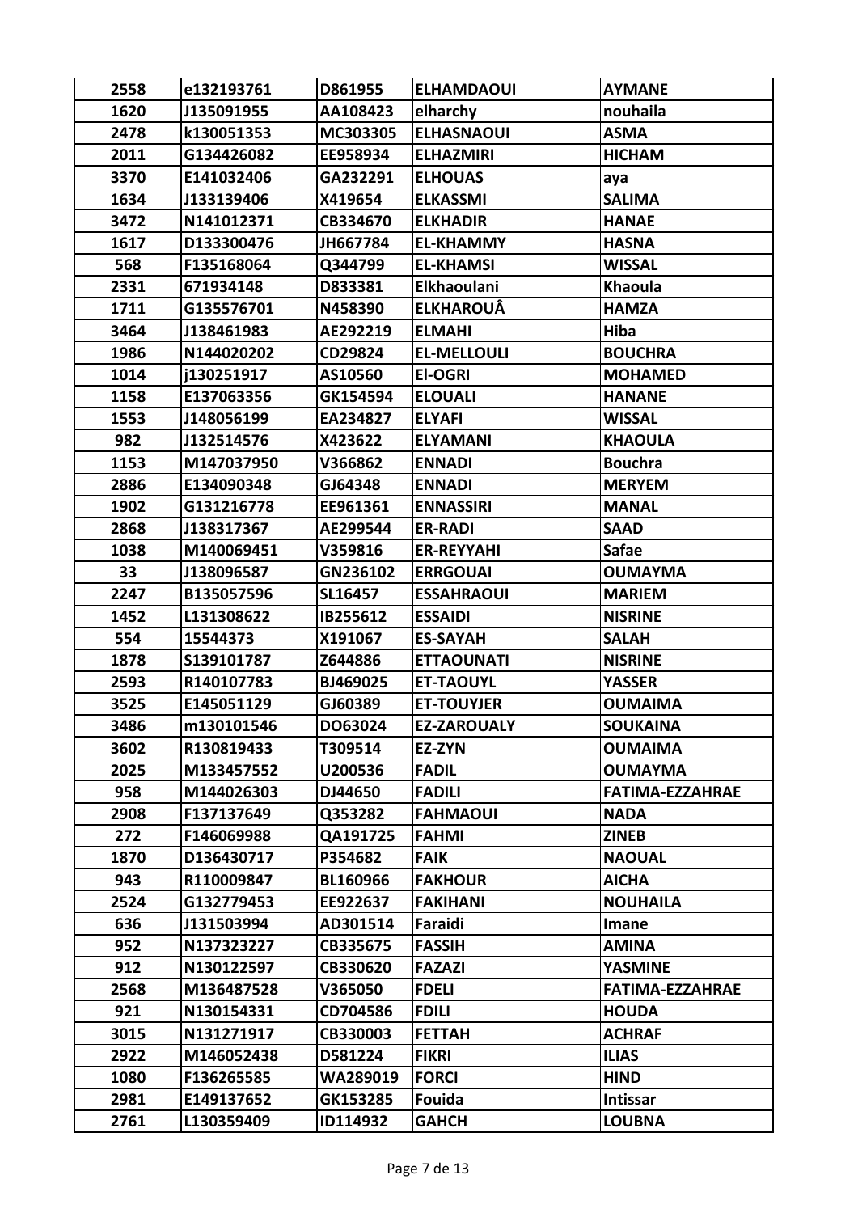| | | | | |
|---|---|---|---|---|
| 2558 | e132193761 | D861955 | ELHAMDAOUI | AYMANE |
| 1620 | J135091955 | AA108423 | elharchy | nouhaila |
| 2478 | k130051353 | MC303305 | ELHASNAOUI | ASMA |
| 2011 | G134426082 | EE958934 | ELHAZMIRI | HICHAM |
| 3370 | E141032406 | GA232291 | ELHOUAS | aya |
| 1634 | J133139406 | X419654 | ELKASSMI | SALIMA |
| 3472 | N141012371 | CB334670 | ELKHADIR | HANAE |
| 1617 | D133300476 | JH667784 | EL-KHAMMY | HASNA |
| 568 | F135168064 | Q344799 | EL-KHAMSI | WISSAL |
| 2331 | 671934148 | D833381 | Elkhaoulani | Khaoula |
| 1711 | G135576701 | N458390 | ELKHAROUÂ | HAMZA |
| 3464 | J138461983 | AE292219 | ELMAHI | Hiba |
| 1986 | N144020202 | CD29824 | EL-MELLOULI | BOUCHRA |
| 1014 | j130251917 | AS10560 | El-OGRI | MOHAMED |
| 1158 | E137063356 | GK154594 | ELOUALI | HANANE |
| 1553 | J148056199 | EA234827 | ELYAFI | WISSAL |
| 982 | J132514576 | X423622 | ELYAMANI | KHAOULA |
| 1153 | M147037950 | V366862 | ENNADI | Bouchra |
| 2886 | E134090348 | GJ64348 | ENNADI | MERYEM |
| 1902 | G131216778 | EE961361 | ENNASSIRI | MANAL |
| 2868 | J138317367 | AE299544 | ER-RADI | SAAD |
| 1038 | M140069451 | V359816 | ER-REYYAHI | Safae |
| 33 | J138096587 | GN236102 | ERRGOUAI | OUMAYMA |
| 2247 | B135057596 | SL16457 | ESSAHRAOUI | MARIEM |
| 1452 | L131308622 | IB255612 | ESSAIDI | NISRINE |
| 554 | 15544373 | X191067 | ES-SAYAH | SALAH |
| 1878 | S139101787 | Z644886 | ETTAOUNATI | NISRINE |
| 2593 | R140107783 | BJ469025 | ET-TAOUYL | YASSER |
| 3525 | E145051129 | GJ60389 | ET-TOUYJER | OUMAIMA |
| 3486 | m130101546 | DO63024 | EZ-ZAROUALY | SOUKAINA |
| 3602 | R130819433 | T309514 | EZ-ZYN | OUMAIMA |
| 2025 | M133457552 | U200536 | FADIL | OUMAYMA |
| 958 | M144026303 | DJ44650 | FADILI | FATIMA-EZZAHRAE |
| 2908 | F137137649 | Q353282 | FAHMAOUI | NADA |
| 272 | F146069988 | QA191725 | FAHMI | ZINEB |
| 1870 | D136430717 | P354682 | FAIK | NAOUAL |
| 943 | R110009847 | BL160966 | FAKHOUR | AICHA |
| 2524 | G132779453 | EE922637 | FAKIHANI | NOUHAILA |
| 636 | J131503994 | AD301514 | Faraidi | Imane |
| 952 | N137323227 | CB335675 | FASSIH | AMINA |
| 912 | N130122597 | CB330620 | FAZAZI | YASMINE |
| 2568 | M136487528 | V365050 | FDELI | FATIMA-EZZAHRAE |
| 921 | N130154331 | CD704586 | FDILI | HOUDA |
| 3015 | N131271917 | CB330003 | FETTAH | ACHRAF |
| 2922 | M146052438 | D581224 | FIKRI | ILIAS |
| 1080 | F136265585 | WA289019 | FORCI | HIND |
| 2981 | E149137652 | GK153285 | Fouida | Intissar |
| 2761 | L130359409 | ID114932 | GAHCH | LOUBNA |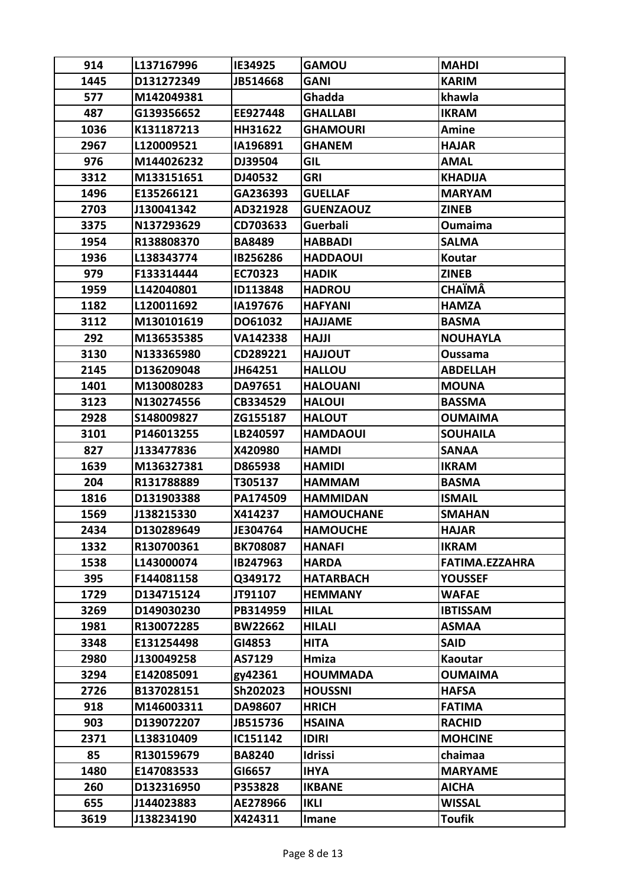| | | | | |
|---|---|---|---|---|
| 914 | L137167996 | IE34925 | GAMOU | MAHDI |
| 1445 | D131272349 | JB514668 | GANI | KARIM |
| 577 | M142049381 | | Ghadda | khawla |
| 487 | G139356652 | EE927448 | GHALLABI | IKRAM |
| 1036 | K131187213 | HH31622 | GHAMOURI | Amine |
| 2967 | L120009521 | IA196891 | GHANEM | HAJAR |
| 976 | M144026232 | DJ39504 | GIL | AMAL |
| 3312 | M133151651 | DJ40532 | GRI | KHADIJA |
| 1496 | E135266121 | GA236393 | GUELLAF | MARYAM |
| 2703 | J130041342 | AD321928 | GUENZAOUZ | ZINEB |
| 3375 | N137293629 | CD703633 | Guerbali | Oumaima |
| 1954 | R138808370 | BA8489 | HABBADI | SALMA |
| 1936 | L138343774 | IB256286 | HADDAOUI | Koutar |
| 979 | F133314444 | EC70323 | HADIK | ZINEB |
| 1959 | L142040801 | ID113848 | HADROU | CHAÏMÂ |
| 1182 | L120011692 | IA197676 | HAFYANI | HAMZA |
| 3112 | M130101619 | DO61032 | HAJJAME | BASMA |
| 292 | M136535385 | VA142338 | HAJJI | NOUHAYLA |
| 3130 | N133365980 | CD289221 | HAJJOUT | Oussama |
| 2145 | D136209048 | JH64251 | HALLOU | ABDELLAH |
| 1401 | M130080283 | DA97651 | HALOUANI | MOUNA |
| 3123 | N130274556 | CB334529 | HALOUI | BASSMA |
| 2928 | S148009827 | ZG155187 | HALOUT | OUMAIMA |
| 3101 | P146013255 | LB240597 | HAMDAOUI | SOUHAILA |
| 827 | J133477836 | X420980 | HAMDI | SANAA |
| 1639 | M136327381 | D865938 | HAMIDI | IKRAM |
| 204 | R131788889 | T305137 | HAMMAM | BASMA |
| 1816 | D131903388 | PA174509 | HAMMIDAN | ISMAIL |
| 1569 | J138215330 | X414237 | HAMOUCHANE | SMAHAN |
| 2434 | D130289649 | JE304764 | HAMOUCHE | HAJAR |
| 1332 | R130700361 | BK708087 | HANAFI | IKRAM |
| 1538 | L143000074 | IB247963 | HARDA | FATIMA.EZZAHRA |
| 395 | F144081158 | Q349172 | HATARBACH | YOUSSEF |
| 1729 | D134715124 | JT91107 | HEMMANY | WAFAE |
| 3269 | D149030230 | PB314959 | HILAL | IBTISSAM |
| 1981 | R130072285 | BW22662 | HILALI | ASMAA |
| 3348 | E131254498 | GI4853 | HITA | SAID |
| 2980 | J130049258 | AS7129 | Hmiza | Kaoutar |
| 3294 | E142085091 | gy42361 | HOUMMADA | OUMAIMA |
| 2726 | B137028151 | Sh202023 | HOUSSNI | HAFSA |
| 918 | M146003311 | DA98607 | HRICH | FATIMA |
| 903 | D139072207 | JB515736 | HSAINA | RACHID |
| 2371 | L138310409 | IC151142 | IDIRI | MOHCINE |
| 85 | R130159679 | BA8240 | Idrissi | chaimaa |
| 1480 | E147083533 | GI6657 | IHYA | MARYAME |
| 260 | D132316950 | P353828 | IKBANE | AICHA |
| 655 | J144023883 | AE278966 | IKLI | WISSAL |
| 3619 | J138234190 | X424311 | Imane | Toufik |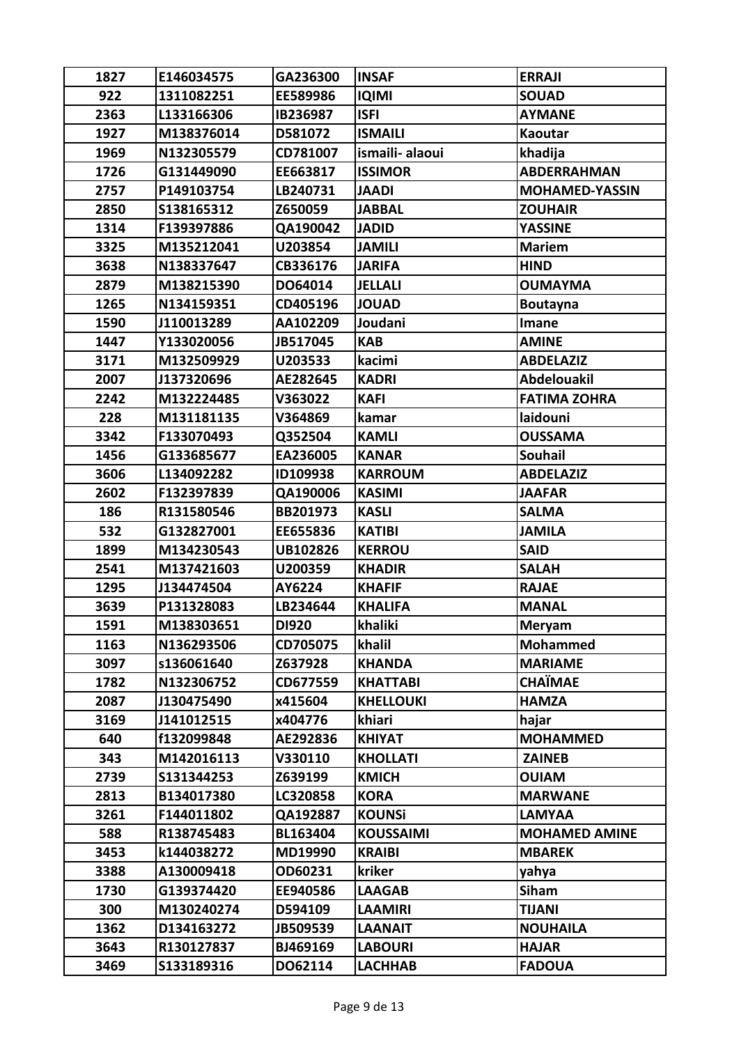| | | | | |
|---|---|---|---|---|
| 1827 | E146034575 | GA236300 | INSAF | ERRAJI |
| 922 | 1311082251 | EE589986 | IQIMI | SOUAD |
| 2363 | L133166306 | IB236987 | ISFI | AYMANE |
| 1927 | M138376014 | D581072 | ISMAILI | Kaoutar |
| 1969 | N132305579 | CD781007 | ismaili- alaoui | khadija |
| 1726 | G131449090 | EE663817 | ISSIMOR | ABDERRAHMAN |
| 2757 | P149103754 | LB240731 | JAADI | MOHAMED-YASSIN |
| 2850 | S138165312 | Z650059 | JABBAL | ZOUHAIR |
| 1314 | F139397886 | QA190042 | JADID | YASSINE |
| 3325 | M135212041 | U203854 | JAMILI | Mariem |
| 3638 | N138337647 | CB336176 | JARIFA | HIND |
| 2879 | M138215390 | DO64014 | JELLALI | OUMAYMA |
| 1265 | N134159351 | CD405196 | JOUAD | Boutayna |
| 1590 | J110013289 | AA102209 | Joudani | Imane |
| 1447 | Y133020056 | JB517045 | KAB | AMINE |
| 3171 | M132509929 | U203533 | kacimi | ABDELAZIZ |
| 2007 | J137320696 | AE282645 | KADRI | Abdelouakil |
| 2242 | M132224485 | V363022 | KAFI | FATIMA ZOHRA |
| 228 | M131181135 | V364869 | kamar | laidouni |
| 3342 | F133070493 | Q352504 | KAMLI | OUSSAMA |
| 1456 | G133685677 | EA236005 | KANAR | Souhail |
| 3606 | L134092282 | ID109938 | KARROUM | ABDELAZIZ |
| 2602 | F132397839 | QA190006 | KASIMI | JAAFAR |
| 186 | R131580546 | BB201973 | KASLI | SALMA |
| 532 | G132827001 | EE655836 | KATIBI | JAMILA |
| 1899 | M134230543 | UB102826 | KERROU | SAID |
| 2541 | M137421603 | U200359 | KHADIR | SALAH |
| 1295 | J134474504 | AY6224 | KHAFIF | RAJAE |
| 3639 | P131328083 | LB234644 | KHALIFA | MANAL |
| 1591 | M138303651 | DI920 | khaliki | Meryam |
| 1163 | N136293506 | CD705075 | khalil | Mohammed |
| 3097 | s136061640 | Z637928 | KHANDA | MARIAME |
| 1782 | N132306752 | CD677559 | KHATTABI | CHAÏMAE |
| 2087 | J130475490 | x415604 | KHELLOUKI | HAMZA |
| 3169 | J141012515 | x404776 | khiari | hajar |
| 640 | f132099848 | AE292836 | KHIYAT | MOHAMMED |
| 343 | M142016113 | V330110 | KHOLLATI | ZAINEB |
| 2739 | S131344253 | Z639199 | KMICH | OUIAM |
| 2813 | B134017380 | LC320858 | KORA | MARWANE |
| 3261 | F144011802 | QA192887 | KOUNSi | LAMYAA |
| 588 | R138745483 | BL163404 | KOUSSAIMI | MOHAMED AMINE |
| 3453 | k144038272 | MD19990 | KRAIBI | MBAREK |
| 3388 | A130009418 | OD60231 | kriker | yahya |
| 1730 | G139374420 | EE940586 | LAAGAB | Siham |
| 300 | M130240274 | D594109 | LAAMIRI | TIJANI |
| 1362 | D134163272 | JB509539 | LAANAIT | NOUHAILA |
| 3643 | R130127837 | BJ469169 | LABOURI | HAJAR |
| 3469 | S133189316 | DO62114 | LACHHAB | FADOUA |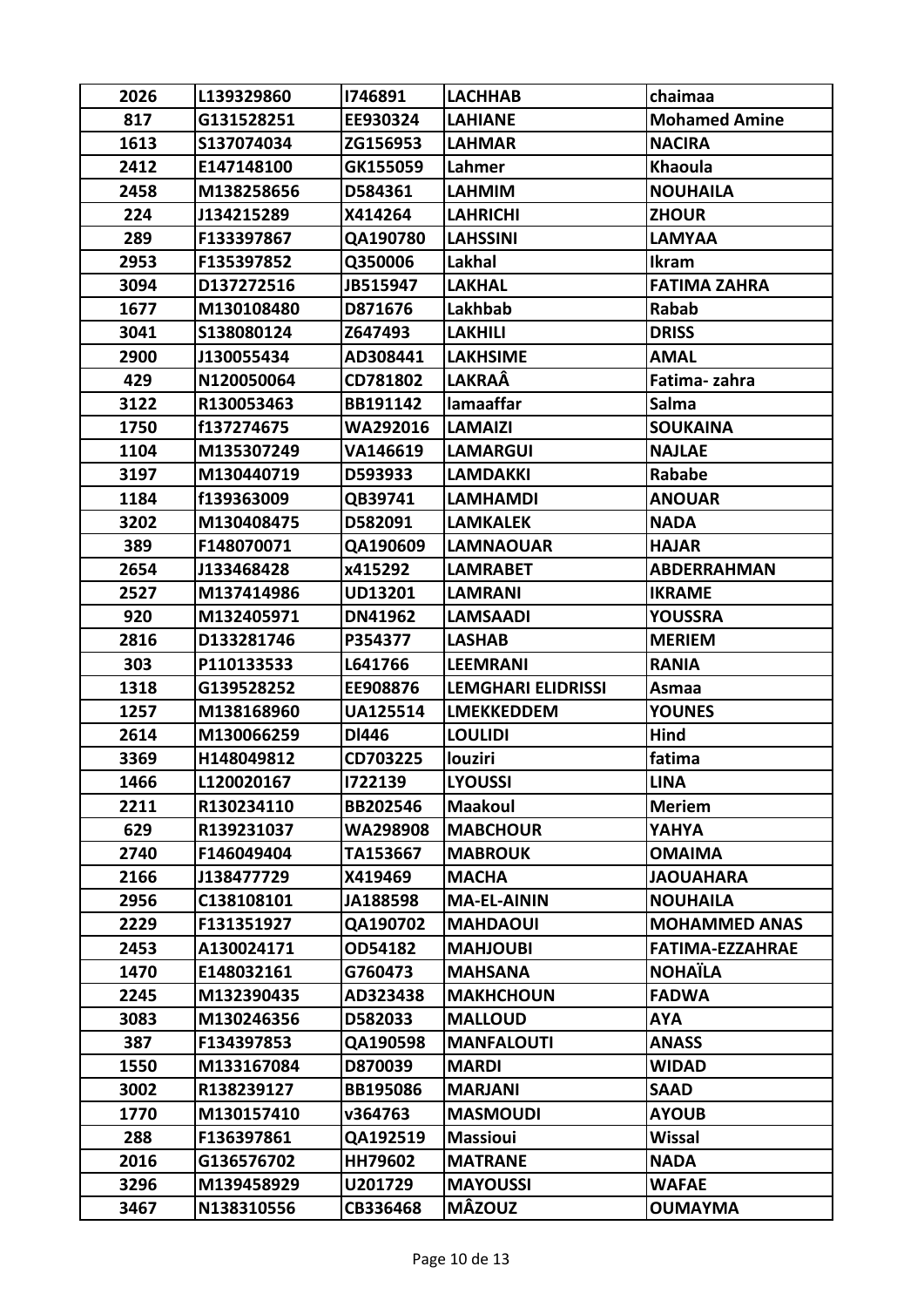| | | | | |
|---|---|---|---|---|
| 2026 | L139329860 | I746891 | LACHHAB | chaimaa |
| 817 | G131528251 | EE930324 | LAHIANE | Mohamed Amine |
| 1613 | S137074034 | ZG156953 | LAHMAR | NACIRA |
| 2412 | E147148100 | GK155059 | Lahmer | Khaoula |
| 2458 | M138258656 | D584361 | LAHMIM | NOUHAILA |
| 224 | J134215289 | X414264 | LAHRICHI | ZHOUR |
| 289 | F133397867 | QA190780 | LAHSSINI | LAMYAA |
| 2953 | F135397852 | Q350006 | Lakhal | Ikram |
| 3094 | D137272516 | JB515947 | LAKHAL | FATIMA ZAHRA |
| 1677 | M130108480 | D871676 | Lakhbab | Rabab |
| 3041 | S138080124 | Z647493 | LAKHILI | DRISS |
| 2900 | J130055434 | AD308441 | LAKHSIME | AMAL |
| 429 | N120050064 | CD781802 | LAKRAÂ | Fatima- zahra |
| 3122 | R130053463 | BB191142 | lamaaffar | Salma |
| 1750 | f137274675 | WA292016 | LAMAIZI | SOUKAINA |
| 1104 | M135307249 | VA146619 | LAMARGUI | NAJLAE |
| 3197 | M130440719 | D593933 | LAMDAKKI | Rababe |
| 1184 | f139363009 | QB39741 | LAMHAMDI | ANOUAR |
| 3202 | M130408475 | D582091 | LAMKALEK | NADA |
| 389 | F148070071 | QA190609 | LAMNAOUAR | HAJAR |
| 2654 | J133468428 | x415292 | LAMRABET | ABDERRAHMAN |
| 2527 | M137414986 | UD13201 | LAMRANI | IKRAME |
| 920 | M132405971 | DN41962 | LAMSAADI | YOUSSRA |
| 2816 | D133281746 | P354377 | LASHAB | MERIEM |
| 303 | P110133533 | L641766 | LEEMRANI | RANIA |
| 1318 | G139528252 | EE908876 | LEMGHARI ELIDRISSI | Asmaa |
| 1257 | M138168960 | UA125514 | LMEKKEDDEM | YOUNES |
| 2614 | M130066259 | DI446 | LOULIDI | Hind |
| 3369 | H148049812 | CD703225 | louziri | fatima |
| 1466 | L120020167 | I722139 | LYOUSSI | LINA |
| 2211 | R130234110 | BB202546 | Maakoul | Meriem |
| 629 | R139231037 | WA298908 | MABCHOUR | YAHYA |
| 2740 | F146049404 | TA153667 | MABROUK | OMAIMA |
| 2166 | J138477729 | X419469 | MACHA | JAOUAHARA |
| 2956 | C138108101 | JA188598 | MA-EL-AININ | NOUHAILA |
| 2229 | F131351927 | QA190702 | MAHDAOUI | MOHAMMED ANAS |
| 2453 | A130024171 | OD54182 | MAHJOUBI | FATIMA-EZZAHRAE |
| 1470 | E148032161 | G760473 | MAHSANA | NOHAÏLA |
| 2245 | M132390435 | AD323438 | MAKHCHOUN | FADWA |
| 3083 | M130246356 | D582033 | MALLOUD | AYA |
| 387 | F134397853 | QA190598 | MANFALOUTI | ANASS |
| 1550 | M133167084 | D870039 | MARDI | WIDAD |
| 3002 | R138239127 | BB195086 | MARJANI | SAAD |
| 1770 | M130157410 | v364763 | MASMOUDI | AYOUB |
| 288 | F136397861 | QA192519 | Massioui | Wissal |
| 2016 | G136576702 | HH79602 | MATRANE | NADA |
| 3296 | M139458929 | U201729 | MAYOUSSI | WAFAE |
| 3467 | N138310556 | CB336468 | MÂZOUZ | OUMAYMA |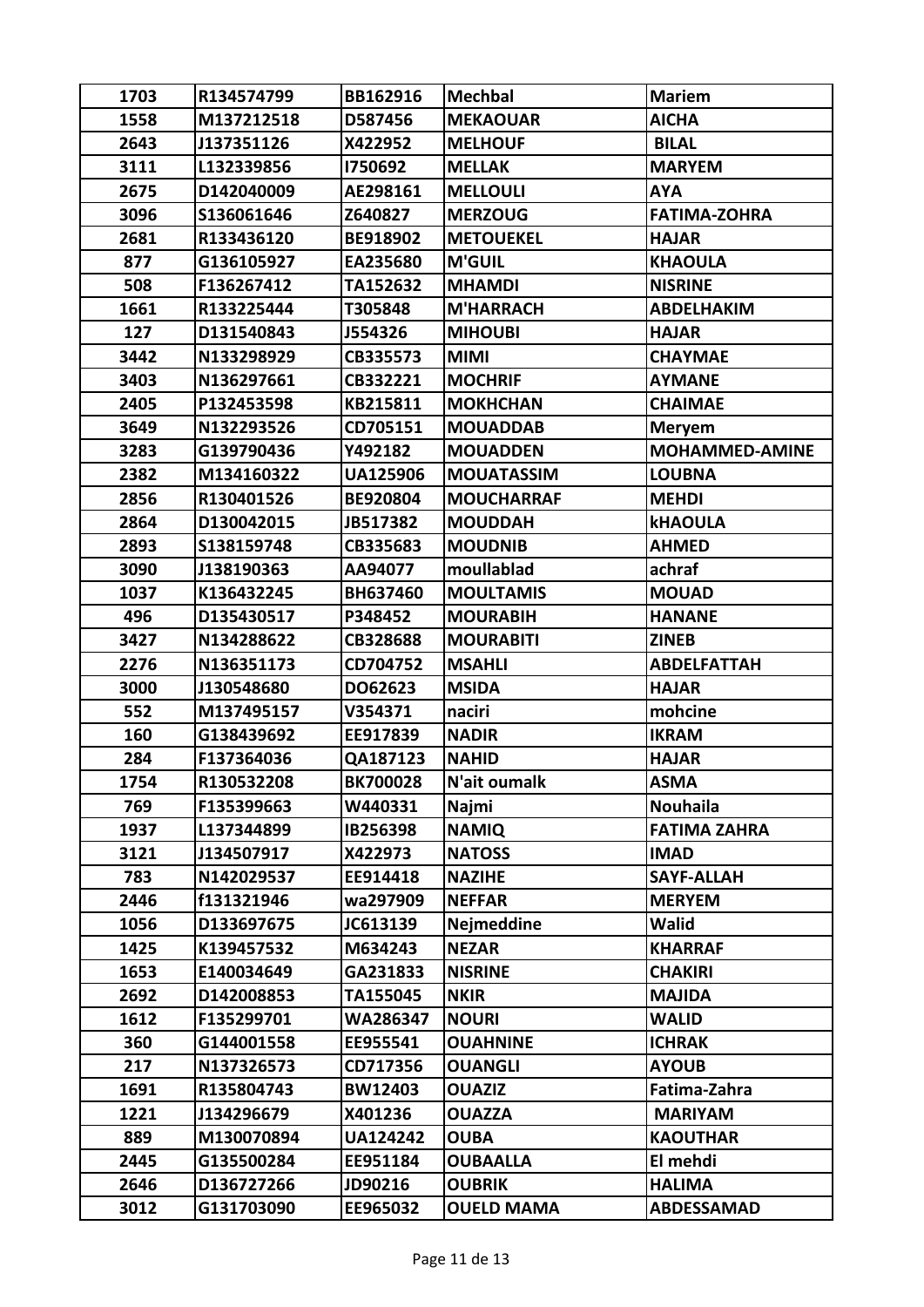| 1703 | R134574799 | BB162916 | **Mechbal** | **Mariem** |
|---|---|---|---|---|
| 1558 | M137212518 | D587456 | MEKAOUAR | AICHA |
| 2643 | J137351126 | X422952 | MELHOUF | BILAL |
| 3111 | L132339856 | I750692 | MELLAK | MARYEM |
| 2675 | D142040009 | AE298161 | MELLOULI | AYA |
| 3096 | S136061646 | Z640827 | MERZOUG | FATIMA-ZOHRA |
| 2681 | R133436120 | BE918902 | METOUEKEL | HAJAR |
| 877 | G136105927 | EA235680 | M'GUIL | KHAOULA |
| 508 | F136267412 | TA152632 | MHAMDI | NISRINE |
| 1661 | R133225444 | T305848 | M'HARRACH | ABDELHAKIM |
| 127 | D131540843 | J554326 | MIHOUBI | HAJAR |
| 3442 | N133298929 | CB335573 | MIMI | CHAYMAE |
| 3403 | N136297661 | CB332221 | MOCHRIF | AYMANE |
| 2405 | P132453598 | KB215811 | MOKHCHAN | CHAIMAE |
| 3649 | N132293526 | CD705151 | MOUADDAB | Meryem |
| 3283 | G139790436 | Y492182 | MOUADDEN | MOHAMMED-AMINE |
| 2382 | M134160322 | UA125906 | MOUATASSIM | LOUBNA |
| 2856 | R130401526 | BE920804 | MOUCHARRAF | MEHDI |
| 2864 | D130042015 | JB517382 | MOUDDAH | kHAOULA |
| 2893 | S138159748 | CB335683 | MOUDNIB | AHMED |
| 3090 | J138190363 | AA94077 | moullablad | achraf |
| 1037 | K136432245 | BH637460 | MOULTAMIS | MOUAD |
| 496 | D135430517 | P348452 | MOURABIH | HANANE |
| 3427 | N134288622 | CB328688 | MOURABITI | ZINEB |
| 2276 | N136351173 | CD704752 | MSAHLI | ABDELFATTAH |
| 3000 | J130548680 | DO62623 | MSIDA | HAJAR |
| 552 | M137495157 | V354371 | naciri | mohcine |
| 160 | G138439692 | EE917839 | NADIR | IKRAM |
| 284 | F137364036 | QA187123 | NAHID | HAJAR |
| 1754 | R130532208 | BK700028 | N'ait oumalk | ASMA |
| 769 | F135399663 | W440331 | Najmi | Nouhaila |
| 1937 | L137344899 | IB256398 | NAMIQ | FATIMA ZAHRA |
| 3121 | J134507917 | X422973 | NATOSS | IMAD |
| 783 | N142029537 | EE914418 | NAZIHE | SAYF-ALLAH |
| 2446 | f131321946 | wa297909 | NEFFAR | MERYEM |
| 1056 | D133697675 | JC613139 | Nejmeddine | Walid |
| 1425 | K139457532 | M634243 | NEZAR | KHARRAF |
| 1653 | E140034649 | GA231833 | NISRINE | CHAKIRI |
| 2692 | D142008853 | TA155045 | NKIR | MAJIDA |
| 1612 | F135299701 | WA286347 | NOURI | WALID |
| 360 | G144001558 | EE955541 | OUAHNINE | ICHRAK |
| 217 | N137326573 | CD717356 | OUANGLI | AYOUB |
| 1691 | R135804743 | BW12403 | OUAZIZ | Fatima-Zahra |
| 1221 | J134296679 | X401236 | OUAZZA | MARIYAM |
| 889 | M130070894 | UA124242 | OUBA | KAOUTHAR |
| 2445 | G135500284 | EE951184 | OUBAALLA | El mehdi |
| 2646 | D136727266 | JD90216 | OUBRIK | HALIMA |
| 3012 | G131703090 | EE965032 | OUELD MAMA | ABDESSAMAD |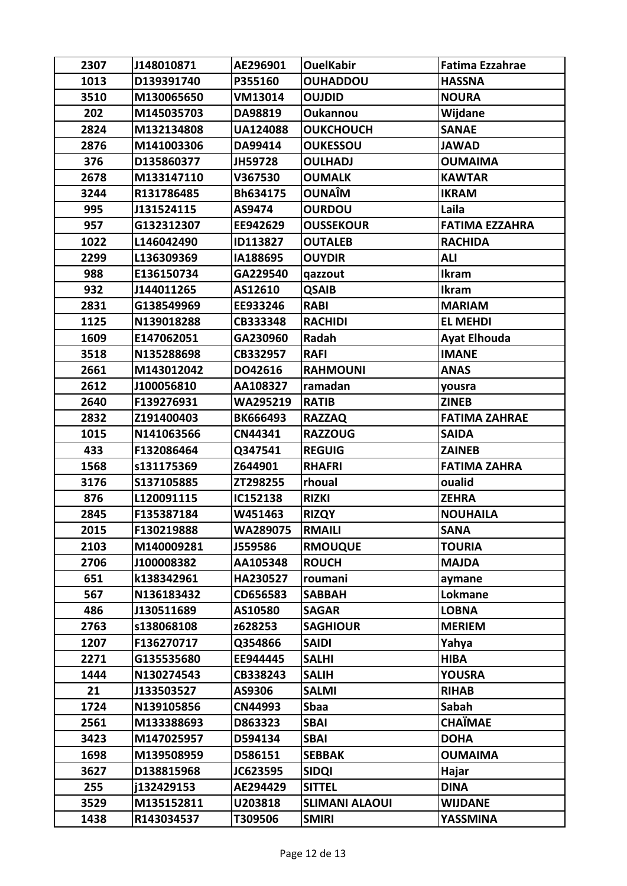| | | | | |
|---|---|---|---|---|
| 2307 | J148010871 | AE296901 | **OuelKabir** | **Fatima Ezzahrae** |
| 1013 | D139391740 | P355160 | **OUHADDOU** | **HASSNA** |
| 3510 | M130065650 | VM13014 | **OUJDID** | **NOURA** |
| 202 | M145035703 | DA98819 | **Oukannou** | **Wijdane** |
| 2824 | M132134808 | UA124088 | **OUKCHOUCH** | **SANAE** |
| 2876 | M141003306 | DA99414 | **OUKESSOU** | **JAWAD** |
| 376 | D135860377 | JH59728 | **OULHADJ** | **OUMAIMA** |
| 2678 | M133147110 | V367530 | **OUMALK** | **KAWTAR** |
| 3244 | R131786485 | Bh634175 | **OUNAÎM** | **IKRAM** |
| 995 | J131524115 | AS9474 | **OURDOU** | **Laila** |
| 957 | G132312307 | EE942629 | **OUSSEKOUR** | **FATIMA EZZAHRA** |
| 1022 | L146042490 | ID113827 | **OUTALEB** | **RACHIDA** |
| 2299 | L136309369 | IA188695 | **OUYDIR** | **ALI** |
| 988 | E136150734 | GA229540 | **qazzout** | **Ikram** |
| 932 | J144011265 | AS12610 | **QSAIB** | **Ikram** |
| 2831 | G138549969 | EE933246 | **RABI** | **MARIAM** |
| 1125 | N139018288 | CB333348 | **RACHIDI** | **EL MEHDI** |
| 1609 | E147062051 | GA230960 | **Radah** | **Ayat Elhouda** |
| 3518 | N135288698 | CB332957 | **RAFI** | **IMANE** |
| 2661 | M143012042 | DO42616 | **RAHMOUNI** | **ANAS** |
| 2612 | J100056810 | AA108327 | **ramadan** | **yousra** |
| 2640 | F139276931 | WA295219 | **RATIB** | **ZINEB** |
| 2832 | Z191400403 | BK666493 | **RAZZAQ** | **FATIMA ZAHRAE** |
| 1015 | N141063566 | CN44341 | **RAZZOUG** | **SAIDA** |
| 433 | F132086464 | Q347541 | **REGUIG** | **ZAINEB** |
| 1568 | s131175369 | Z644901 | **RHAFRI** | **FATIMA ZAHRA** |
| 3176 | S137105885 | ZT298255 | **rhoual** | **oualid** |
| 876 | L120091115 | IC152138 | **RIZKI** | **ZEHRA** |
| 2845 | F135387184 | W451463 | **RIZQY** | **NOUHAILA** |
| 2015 | F130219888 | WA289075 | **RMAILI** | **SANA** |
| 2103 | M140009281 | J559586 | **RMOUQUE** | **TOURIA** |
| 2706 | J100008382 | AA105348 | **ROUCH** | **MAJDA** |
| 651 | k138342961 | HA230527 | **roumani** | **aymane** |
| 567 | N136183432 | CD656583 | **SABBAH** | **Lokmane** |
| 486 | J130511689 | AS10580 | **SAGAR** | **LOBNA** |
| 2763 | s138068108 | z628253 | **SAGHIOUR** | **MERIEM** |
| 1207 | F136270717 | Q354866 | **SAIDI** | **Yahya** |
| 2271 | G135535680 | EE944445 | **SALHI** | **HIBA** |
| 1444 | N130274543 | CB338243 | **SALIH** | **YOUSRA** |
| 21 | J133503527 | AS9306 | **SALMI** | **RIHAB** |
| 1724 | N139105856 | CN44993 | **Sbaa** | **Sabah** |
| 2561 | M133388693 | D863323 | **SBAI** | **CHAÏMAE** |
| 3423 | M147025957 | D594134 | **SBAI** | **DOHA** |
| 1698 | M139508959 | D586151 | **SEBBAK** | **OUMAIMA** |
| 3627 | D138815968 | JC623595 | **SIDQI** | **Hajar** |
| 255 | j132429153 | AE294429 | **SITTEL** | **DINA** |
| 3529 | M135152811 | U203818 | **SLIMANI ALAOUI** | **WIJDANE** |
| 1438 | R143034537 | T309506 | **SMIRI** | **YASSMINA** |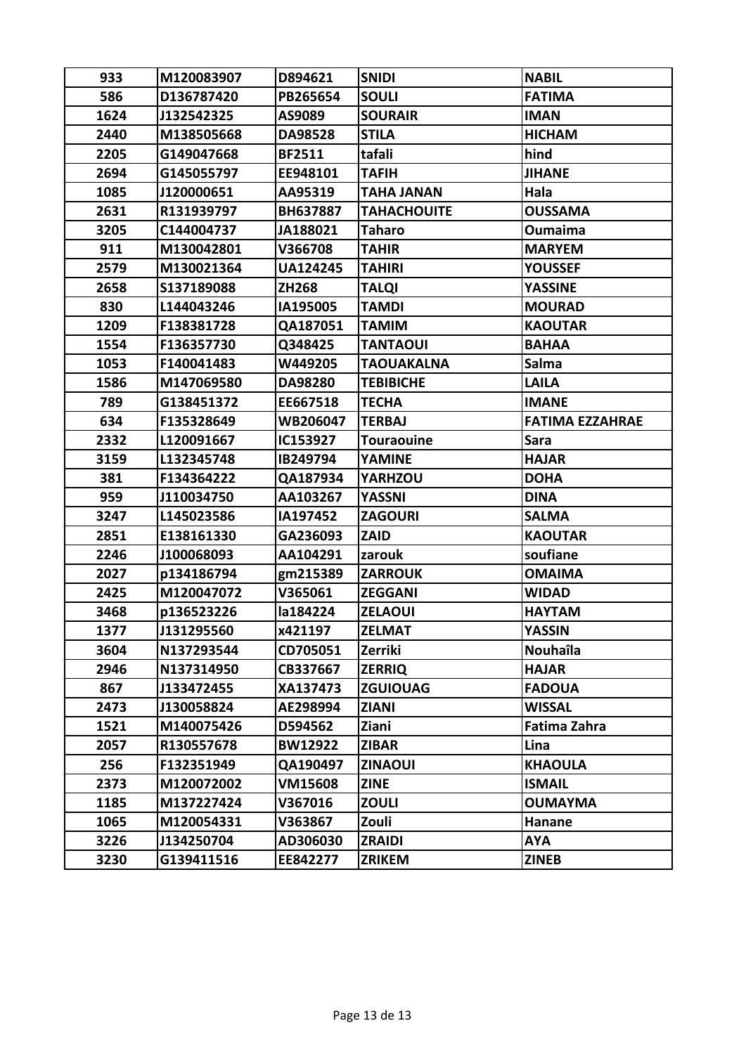| | | | | |
|---|---|---|---|---|
| 933 | M120083907 | D894621 | **SNIDI** | **NABIL** |
| 586 | D136787420 | PB265654 | **SOULI** | **FATIMA** |
| 1624 | J132542325 | AS9089 | **SOURAIR** | **IMAN** |
| 2440 | M138505668 | DA98528 | **STILA** | **HICHAM** |
| 2205 | G149047668 | BF2511 | **tafali** | **hind** |
| 2694 | G145055797 | EE948101 | **TAFIH** | **JIHANE** |
| 1085 | J120000651 | AA95319 | **TAHA JANAN** | **Hala** |
| 2631 | R131939797 | BH637887 | **TAHACHOUITE** | **OUSSAMA** |
| 3205 | C144004737 | JA188021 | **Taharo** | **Oumaima** |
| 911 | M130042801 | V366708 | **TAHIR** | **MARYEM** |
| 2579 | M130021364 | UA124245 | **TAHIRI** | **YOUSSEF** |
| 2658 | S137189088 | ZH268 | **TALQI** | **YASSINE** |
| 830 | L144043246 | IA195005 | **TAMDI** | **MOURAD** |
| 1209 | F138381728 | QA187051 | **TAMIM** | **KAOUTAR** |
| 1554 | F136357730 | Q348425 | **TANTAOUI** | **BAHAA** |
| 1053 | F140041483 | W449205 | **TAOUAKALNA** | **Salma** |
| 1586 | M147069580 | DA98280 | **TEBIBICHE** | **LAILA** |
| 789 | G138451372 | EE667518 | **TECHA** | **IMANE** |
| 634 | F135328649 | WB206047 | **TERBAJ** | **FATIMA EZZAHRAE** |
| 2332 | L120091667 | IC153927 | **Touraouine** | **Sara** |
| 3159 | L132345748 | IB249794 | **YAMINE** | **HAJAR** |
| 381 | F134364222 | QA187934 | **YARHZOU** | **DOHA** |
| 959 | J110034750 | AA103267 | **YASSNI** | **DINA** |
| 3247 | L145023586 | IA197452 | **ZAGOURI** | **SALMA** |
| 2851 | E138161330 | GA236093 | **ZAID** | **KAOUTAR** |
| 2246 | J100068093 | AA104291 | **zarouk** | **soufiane** |
| 2027 | p134186794 | gm215389 | **ZARROUK** | **OMAIMA** |
| 2425 | M120047072 | V365061 | **ZEGGANI** | **WIDAD** |
| 3468 | p136523226 | la184224 | **ZELAOUI** | **HAYTAM** |
| 1377 | J131295560 | x421197 | **ZELMAT** | **YASSIN** |
| 3604 | N137293544 | CD705051 | **Zerriki** | **Nouhaîla** |
| 2946 | N137314950 | CB337667 | **ZERRIQ** | **HAJAR** |
| 867 | J133472455 | XA137473 | **ZGUIOUAG** | **FADOUA** |
| 2473 | J130058824 | AE298994 | **ZIANI** | **WISSAL** |
| 1521 | M140075426 | D594562 | **Ziani** | **Fatima Zahra** |
| 2057 | R130557678 | BW12922 | **ZIBAR** | **Lina** |
| 256 | F132351949 | QA190497 | **ZINAOUI** | **KHAOULA** |
| 2373 | M120072002 | VM15608 | **ZINE** | **ISMAIL** |
| 1185 | M137227424 | V367016 | **ZOULI** | **OUMAYMA** |
| 1065 | M120054331 | V363867 | **Zouli** | **Hanane** |
| 3226 | J134250704 | AD306030 | **ZRAIDI** | **AYA** |
| 3230 | G139411516 | EE842277 | **ZRIKEM** | **ZINEB** |